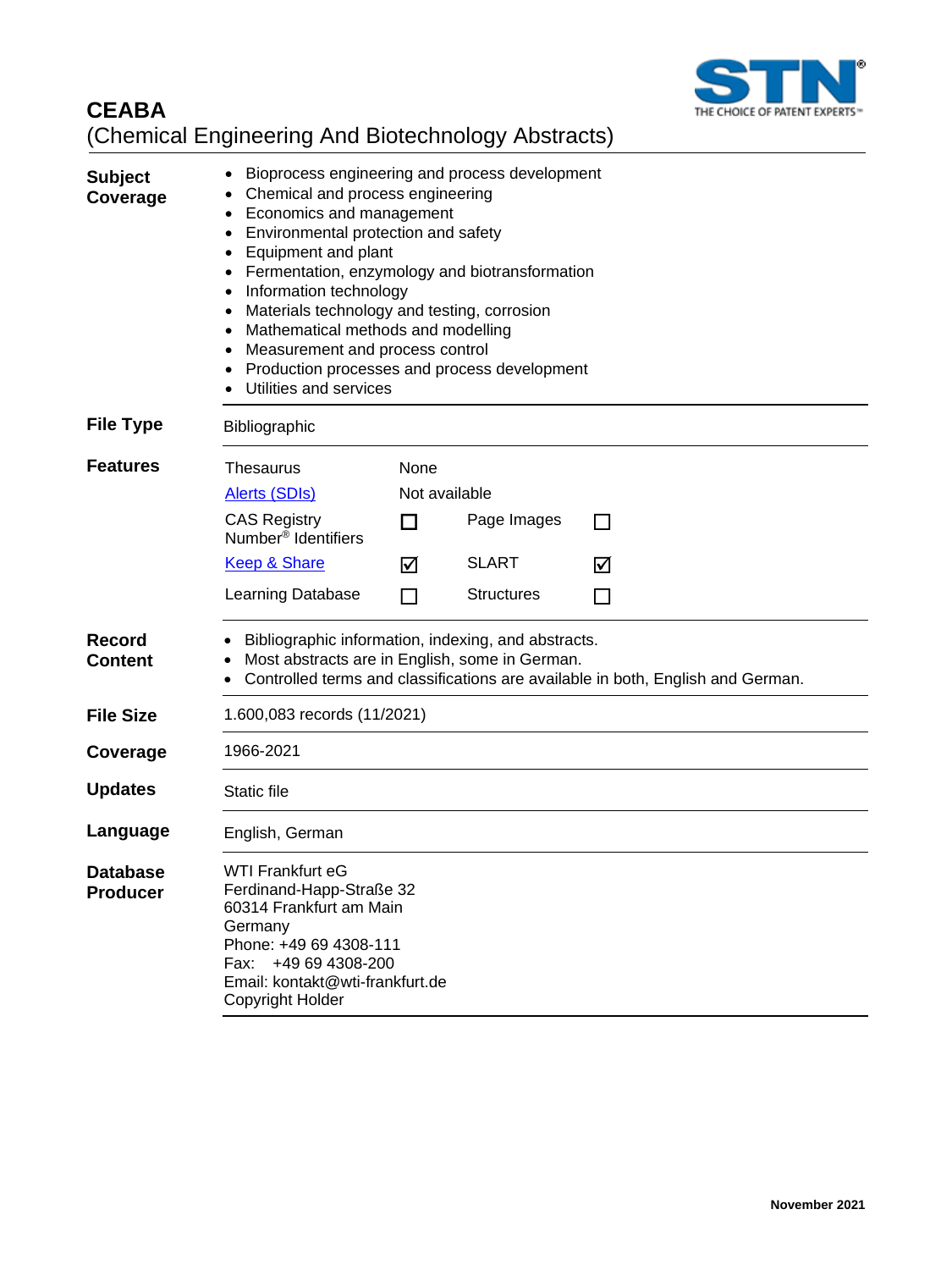# CEABA
## (Chemical Engineering And Biotechnology Abstracts)

**Subject Coverage**

- Bioprocess engineering and process development
- Chemical and process engineering
- Economics and management
- Environmental protection and safety
- Equipment and plant
- Fermentation, enzymology and biotransformation
- Information technology
- Materials technology and testing, corrosion
- Mathematical methods and modelling
- Measurement and process control
- Production processes and process development
- Utilities and services

**File Type**

Bibliographic

**Features**

| | | | |
|---|---|---|---|
| Thesaurus | None | | |
| Alerts (SDIs) | Not available | | |
| CAS Registry Number® Identifiers | ☐ | Page Images | ☐ |
| Keep & Share | ☑ | SLART | ☑ |
| Learning Database | ☐ | Structures | ☐ |

**Record Content**

- Bibliographic information, indexing, and abstracts.
- Most abstracts are in English, some in German.
- Controlled terms and classifications are available in both, English and German.

**File Size**

1.600,083 records (11/2021)

**Coverage**

1966-2021

**Updates**

Static file

**Language**

English, German

**Database Producer**

WTI Frankfurt eG
Ferdinand-Happ-Straße 32
60314 Frankfurt am Main
Germany
Phone: +49 69 4308-111
Fax: +49 69 4308-200
Email: kontakt@wti-frankfurt.de
Copyright Holder

November 2021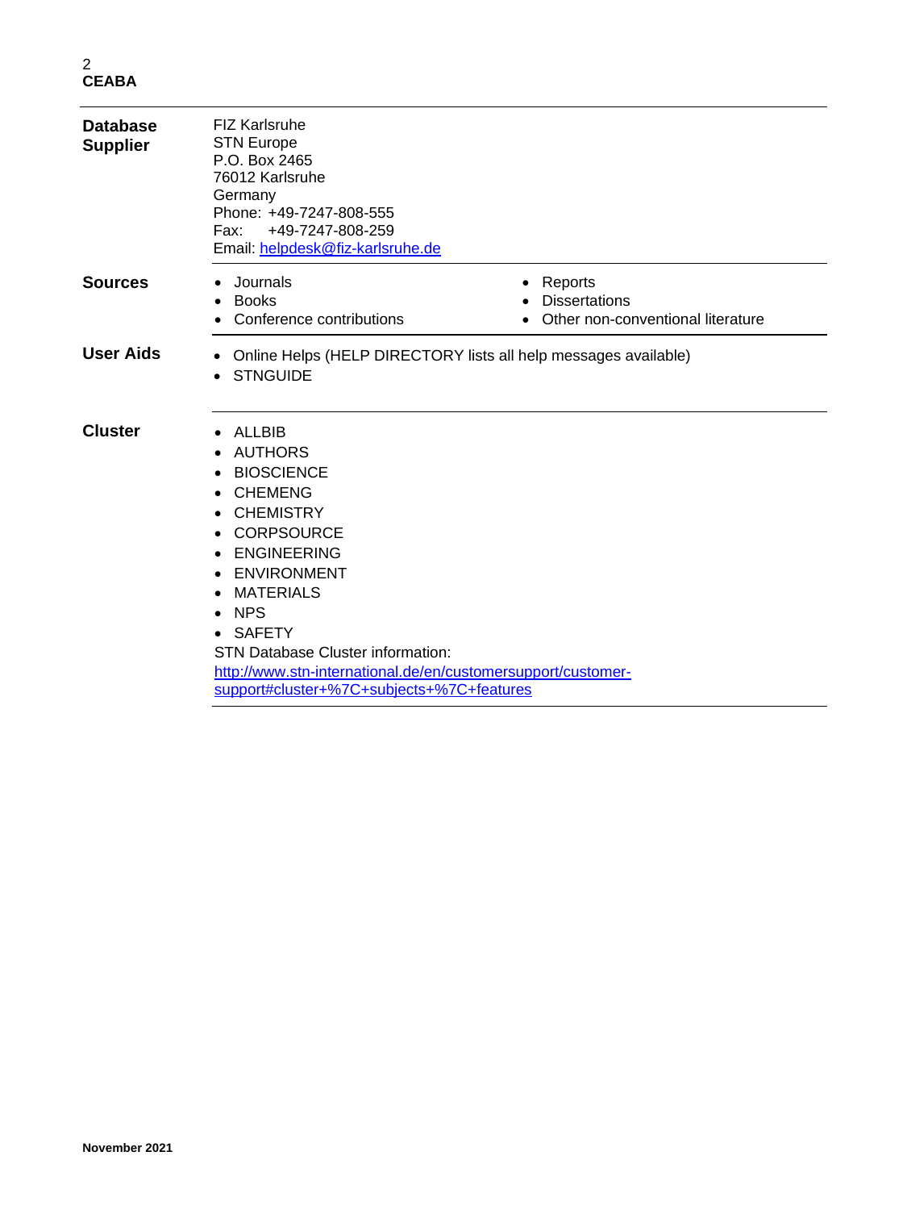| | |
|---|---|
| **Database Supplier** | FIZ Karlsruhe<br>STN Europe<br>P.O. Box 2465<br>76012 Karlsruhe<br>Germany<br>Phone: +49-7247-808-555<br>Fax: +49-7247-808-259<br>Email: helpdesk@fiz-karlsruhe.de |
| **Sources** | • Journals<br>• Books<br>• Conference contributions<br>• Reports<br>• Dissertations<br>• Other non-conventional literature |
| **User Aids** | • Online Helps (HELP DIRECTORY lists all help messages available)<br>• STNGUIDE |
| **Cluster** | • ALLBIB<br>• AUTHORS<br>• BIOSCIENCE<br>• CHEMENG<br>• CHEMISTRY<br>• CORPSOURCE<br>• ENGINEERING<br>• ENVIRONMENT<br>• MATERIALS<br>• NPS<br>• SAFETY<br>STN Database Cluster information:<br>http://www.stn-international.de/en/customersupport/customer-support#cluster+%7C+subjects+%7C+features |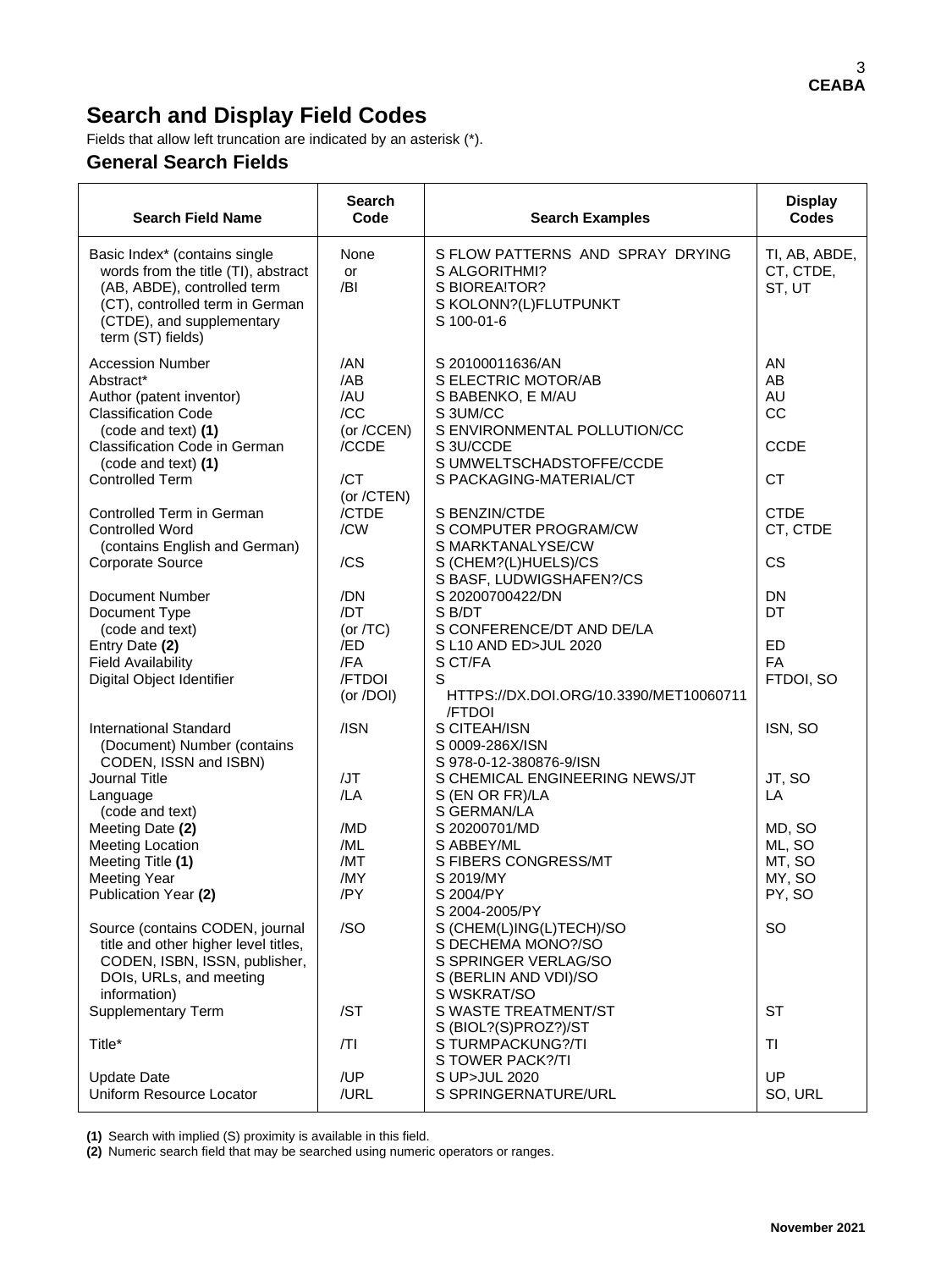## Search and Display Field Codes

Fields that allow left truncation are indicated by an asterisk (*).

### General Search Fields

| Search Field Name | Search Code | Search Examples | Display Codes |
|---|---|---|---|
| Basic Index* (contains single words from the title (TI), abstract (AB, ABDE), controlled term (CT), controlled term in German (CTDE), and supplementary term (ST) fields) | None or /BI | S FLOW PATTERNS AND SPRAY DRYING<br>S ALGORITHMI?<br>S BIOREA!TOR?<br>S KOLONN?(L)FLUTPUNKT<br>S 100-01-6 | TI, AB, ABDE, CT, CTDE, ST, UT |
| Accession Number | /AN | S 20100011636/AN | AN |
| Abstract* | /AB | S ELECTRIC MOTOR/AB | AB |
| Author (patent inventor) | /AU | S BABENKO, E M/AU | AU |
| Classification Code (code and text) **(1)** | /CC (or /CCEN) | S 3UM/CC<br>S ENVIRONMENTAL POLLUTION/CC | CC |
| Classification Code in German (code and text) **(1)** | /CCDE | S 3U/CCDE<br>S UMWELTSCHADSTOFFE/CCDE | CCDE |
| Controlled Term | /CT (or /CTEN) | S PACKAGING-MATERIAL/CT | CT |
| Controlled Term in German | /CTDE | S BENZIN/CTDE | CTDE |
| Controlled Word (contains English and German) | /CW | S COMPUTER PROGRAM/CW<br>S MARKTANALYSE/CW | CT, CTDE |
| Corporate Source | /CS | S (CHEM?(L)HUELS)/CS<br>S BASF, LUDWIGSHAFEN?/CS | CS |
| Document Number | /DN | S 20200700422/DN | DN |
| Document Type (code and text) | /DT (or /TC) | S B/DT<br>S CONFERENCE/DT AND DE/LA | DT |
| Entry Date **(2)** | /ED | S L10 AND ED>JUL 2020 | ED |
| Field Availability | /FA | S CT/FA | FA |
| Digital Object Identifier | /FTDOI (or /DOI) | S HTTPS://DX.DOI.ORG/10.3390/MET10060711 /FTDOI | FTDOI, SO |
| International Standard (Document) Number (contains CODEN, ISSN and ISBN) | /ISN | S CITEAH/ISN<br>S 0009-286X/ISN<br>S 978-0-12-380876-9/ISN | ISN, SO |
| Journal Title | /JT | S CHEMICAL ENGINEERING NEWS/JT | JT, SO |
| Language (code and text) | /LA | S (EN OR FR)/LA<br>S GERMAN/LA | LA |
| Meeting Date **(2)** | /MD | S 20200701/MD | MD, SO |
| Meeting Location | /ML | S ABBEY/ML | ML, SO |
| Meeting Title **(1)** | /MT | S FIBERS CONGRESS/MT | MT, SO |
| Meeting Year | /MY | S 2019/MY | MY, SO |
| Publication Year **(2)** | /PY | S 2004/PY<br>S 2004-2005/PY | PY, SO |
| Source (contains CODEN, journal title and other higher level titles, CODEN, ISBN, ISSN, publisher, DOIs, URLs, and meeting information) | /SO | S (CHEM(L)ING(L)TECH)/SO<br>S DECHEMA MONO?/SO<br>S SPRINGER VERLAG/SO<br>S (BERLIN AND VDI)/SO<br>S WSKRAT/SO | SO |
| Supplementary Term | /ST | S WASTE TREATMENT/ST<br>S (BIOL?(S)PROZ?)/ST | ST |
| Title* | /TI | S TURMPACKUNG?/TI<br>S TOWER PACK?/TI | TI |
| Update Date | /UP | S UP>JUL 2020 | UP |
| Uniform Resource Locator | /URL | S SPRINGERNATURE/URL | SO, URL |

**(1)** Search with implied (S) proximity is available in this field.
**(2)** Numeric search field that may be searched using numeric operators or ranges.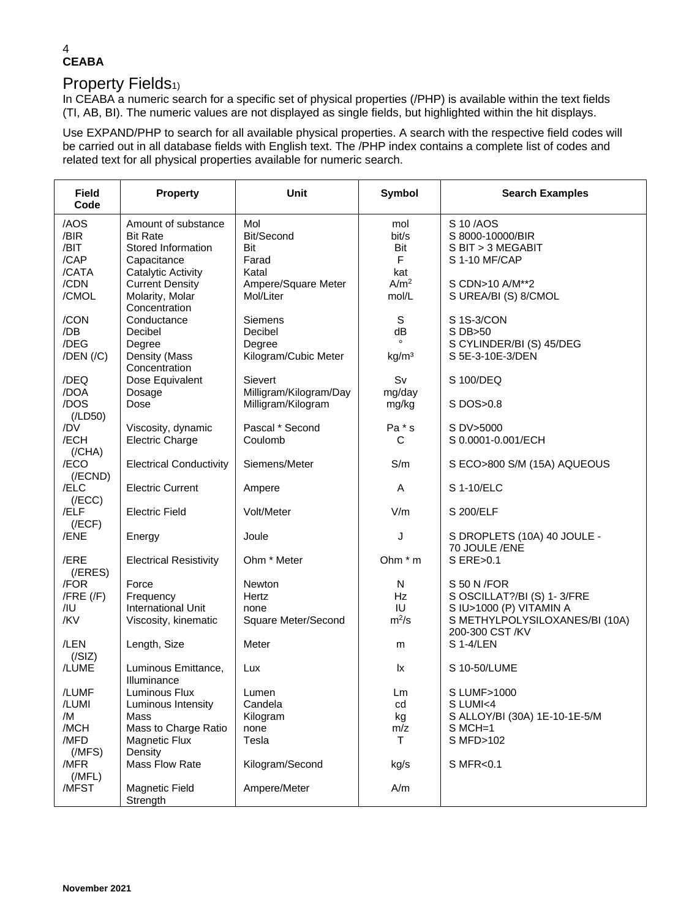## Property Fields[1)]

In CEABA a numeric search for a specific set of physical properties (/PHP) is available within the text fields (TI, AB, BI). The numeric values are not displayed as single fields, but highlighted within the hit displays.

Use EXPAND/PHP to search for all available physical properties. A search with the respective field codes will be carried out in all database fields with English text. The /PHP index contains a complete list of codes and related text for all physical properties available for numeric search.

| Field Code | Property | Unit | Symbol | Search Examples |
|---|---|---|---|---|
| /AOS | Amount of substance | Mol | mol | S 10 /AOS |
| /BIR | Bit Rate | Bit/Second | bit/s | S 8000-10000/BIR |
| /BIT | Stored Information | Bit | Bit | S BIT > 3 MEGABIT |
| /CAP | Capacitance | Farad | F | S 1-10 MF/CAP |
| /CATA | Catalytic Activity | Katal | kat | |
| /CDN | Current Density | Ampere/Square Meter | $A/m^2$ | S CDN>10 A/M**2 |
| /CMOL | Molarity, Molar Concentration | Mol/Liter | mol/L | S UREA/BI (S) 8/CMOL |
| /CON | Conductance | Siemens | S | S 1S-3/CON |
| /DB | Decibel | Decibel | dB | S DB>50 |
| /DEG | Degree | Degree | ° | S CYLINDER/BI (S) 45/DEG |
| /DEN (/C) | Density (Mass Concentration | Kilogram/Cubic Meter | $kg/m^3$ | S 5E-3-10E-3/DEN |
| /DEQ | Dose Equivalent | Sievert | Sv | S 100/DEQ |
| /DOA | Dosage | Milligram/Kilogram/Day | mg/day | |
| /DOS (/LD50) | Dose | Milligram/Kilogram | mg/kg | S DOS>0.8 |
| /DV | Viscosity, dynamic | Pascal * Second | Pa * s | S DV>5000 |
| /ECH (/CHA) | Electric Charge | Coulomb | C | S 0.0001-0.001/ECH |
| /ECO (/ECND) | Electrical Conductivity | Siemens/Meter | S/m | S ECO>800 S/M (15A) AQUEOUS |
| /ELC (/ECC) | Electric Current | Ampere | A | S 1-10/ELC |
| /ELF (/ECF) | Electric Field | Volt/Meter | V/m | S 200/ELF |
| /ENE | Energy | Joule | J | S DROPLETS (10A) 40 JOULE - 70 JOULE /ENE |
| /ERE (/ERES) | Electrical Resistivity | Ohm * Meter | Ohm * m | S ERE>0.1 |
| /FOR | Force | Newton | N | S 50 N /FOR |
| /FRE (/F) | Frequency | Hertz | Hz | S OSCILLAT?/BI (S) 1- 3/FRE |
| /IU | International Unit | none | IU | S IU>1000 (P) VITAMIN A |
| /KV | Viscosity, kinematic | Square Meter/Second | $m^2/s$ | S METHYLPOLYSILOXANES/BI (10A) 200-300 CST /KV |
| /LEN (/SIZ) | Length, Size | Meter | m | S 1-4/LEN |
| /LUME | Luminous Emittance, Illuminance | Lux | lx | S 10-50/LUME |
| /LUMF | Luminous Flux | Lumen | Lm | S LUMF>1000 |
| /LUMI | Luminous Intensity | Candela | cd | S LUMI<4 |
| /M | Mass | Kilogram | kg | S ALLOY/BI (30A) 1E-10-1E-5/M |
| /MCH | Mass to Charge Ratio | none | m/z | S MCH=1 |
| /MFD (/MFS) | Magnetic Flux Density | Tesla | T | S MFD>102 |
| /MFR (/MFL) | Mass Flow Rate | Kilogram/Second | kg/s | S MFR<0.1 |
| /MFST | Magnetic Field Strength | Ampere/Meter | A/m | |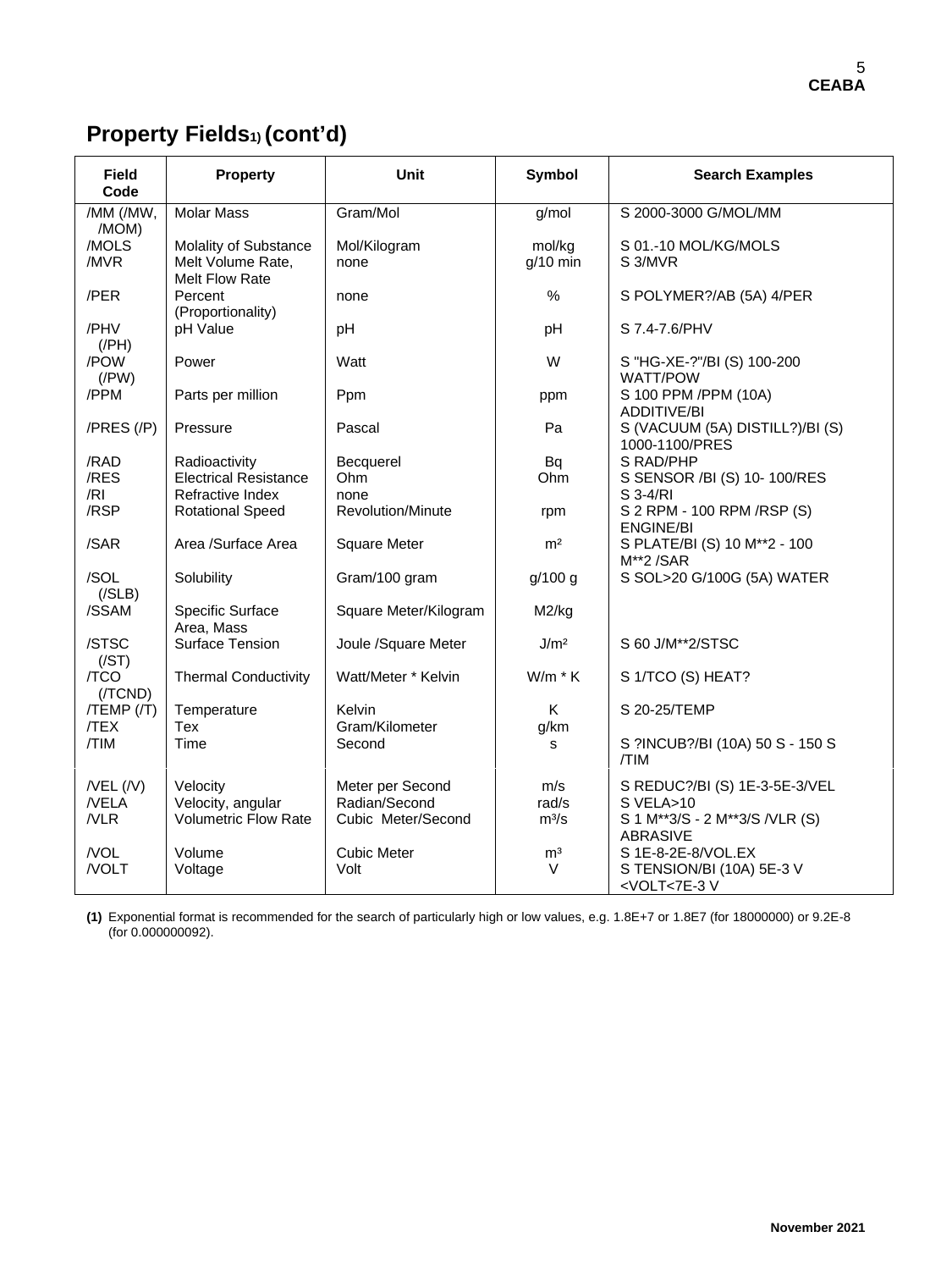## Property Fields[1] (cont'd)

| Field Code | Property | Unit | Symbol | Search Examples |
|---|---|---|---|---|
| /MM (/MW, /MOM) | Molar Mass | Gram/Mol | g/mol | S 2000-3000 G/MOL/MM |
| /MOLS | Molality of Substance | Mol/Kilogram | mol/kg | S 01.-10 MOL/KG/MOLS |
| /MVR | Melt Volume Rate, Melt Flow Rate | none | g/10 min | S 3/MVR |
| /PER | Percent (Proportionality) | none | % | S POLYMER?/AB (5A) 4/PER |
| /PHV (/PH) | pH Value | pH | pH | S 7.4-7.6/PHV |
| /POW (/PW) | Power | Watt | W | S "HG-XE-?"/BI (S) 100-200 WATT/POW |
| /PPM | Parts per million | Ppm | ppm | S 100 PPM /PPM (10A) ADDITIVE/BI |
| /PRES (/P) | Pressure | Pascal | Pa | S (VACUUM (5A) DISTILL?)/BI (S) 1000-1100/PRES |
| /RAD | Radioactivity | Becquerel | Bq | S RAD/PHP |
| /RES | Electrical Resistance | Ohm | Ohm | S SENSOR /BI (S) 10- 100/RES |
| /RI | Refractive Index | none | | S 3-4/RI |
| /RSP | Rotational Speed | Revolution/Minute | rpm | S 2 RPM - 100 RPM /RSP (S) ENGINE/BI |
| /SAR | Area /Surface Area | Square Meter | m² | S PLATE/BI (S) 10 M**2 - 100 M**2 /SAR |
| /SOL (/SLB) | Solubility | Gram/100 gram | g/100 g | S SOL>20 G/100G (5A) WATER |
| /SSAM | Specific Surface Area, Mass | Square Meter/Kilogram | M2/kg | |
| /STSC (/ST) | Surface Tension | Joule /Square Meter | J/m² | S 60 J/M**2/STSC |
| /TCO (/TCND) | Thermal Conductivity | Watt/Meter * Kelvin | W/m * K | S 1/TCO (S) HEAT? |
| /TEMP (/T) | Temperature | Kelvin | K | S 20-25/TEMP |
| /TEX | Tex | Gram/Kilometer | g/km | |
| /TIM | Time | Second | s | S ?INCUB?/BI (10A) 50 S - 150 S /TIM |
| /VEL (/V) | Velocity | Meter per Second | m/s | S REDUC?/BI (S) 1E-3-5E-3/VEL |
| /VELA | Velocity, angular | Radian/Second | rad/s | S VELA>10 |
| /VLR | Volumetric Flow Rate | Cubic Meter/Second | m³/s | S 1 M**3/S - 2 M**3/S /VLR (S) ABRASIVE |
| /VOL | Volume | Cubic Meter | m³ | S 1E-8-2E-8/VOL.EX |
| /VOLT | Voltage | Volt | V | S TENSION/BI (10A) 5E-3 V <VOLT<7E-3 V |

**(1)** Exponential format is recommended for the search of particularly high or low values, e.g. 1.8E+7 or 1.8E7 (for 18000000) or 9.2E-8 (for 0.000000092).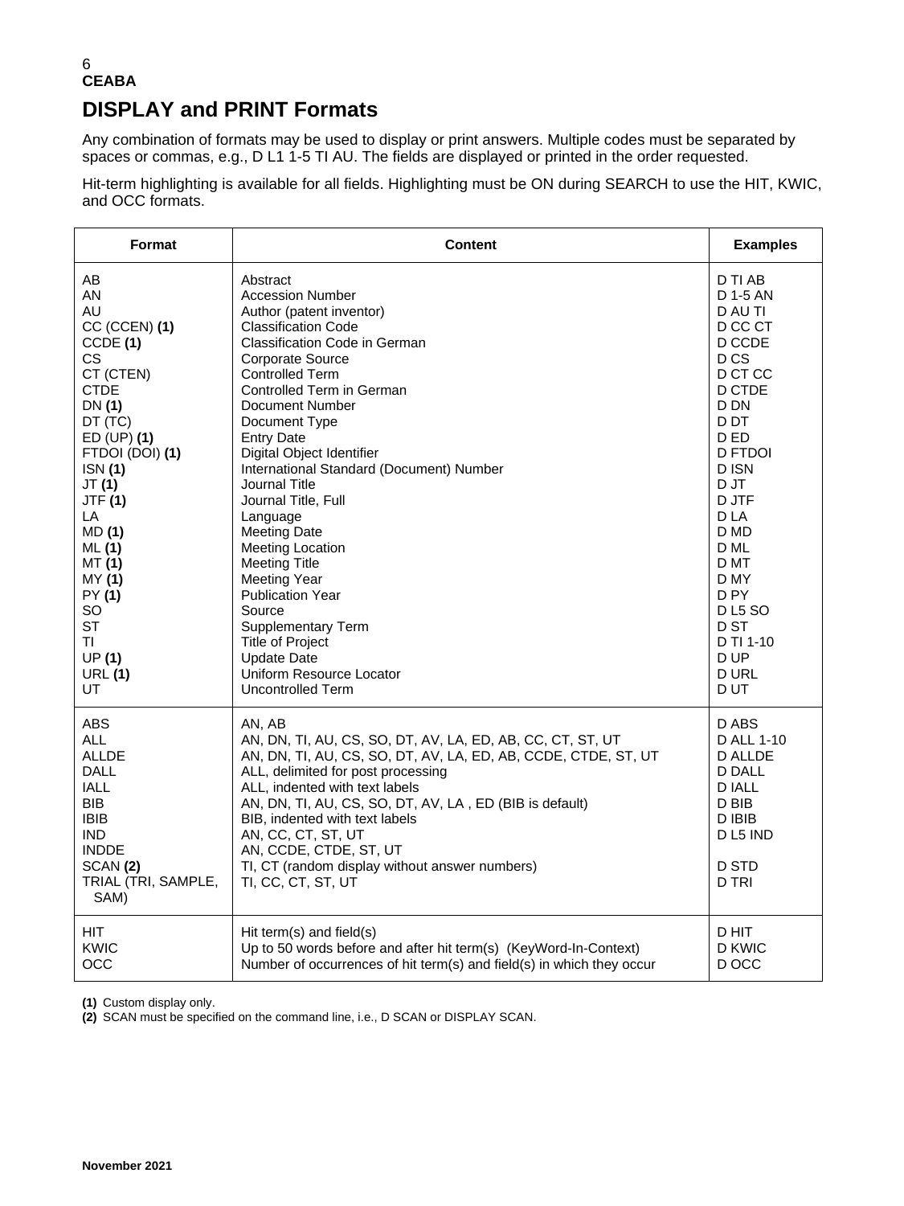## DISPLAY and PRINT Formats

Any combination of formats may be used to display or print answers. Multiple codes must be separated by spaces or commas, e.g., D L1 1-5 TI AU. The fields are displayed or printed in the order requested.

Hit-term highlighting is available for all fields. Highlighting must be ON during SEARCH to use the HIT, KWIC, and OCC formats.

| Format | Content | Examples |
|---|---|---|
| AB | Abstract | D TI AB |
| AN | Accession Number | D 1-5 AN |
| AU | Author (patent inventor) | D AU TI |
| CC (CCEN) **(1)** | Classification Code | D CC CT |
| CCDE **(1)** | Classification Code in German | D CCDE |
| CS | Corporate Source | D CS |
| CT (CTEN) | Controlled Term | D CT CC |
| CTDE | Controlled Term in German | D CTDE |
| DN **(1)** | Document Number | D DN |
| DT (TC) | Document Type | D DT |
| ED (UP) **(1)** | Entry Date | D ED |
| FTDOI (DOI) **(1)** | Digital Object Identifier | D FTDOI |
| ISN **(1)** | International Standard (Document) Number | D ISN |
| JT **(1)** | Journal Title | D JT |
| JTF **(1)** | Journal Title, Full | D JTF |
| LA | Language | D LA |
| MD **(1)** | Meeting Date | D MD |
| ML **(1)** | Meeting Location | D ML |
| MT **(1)** | Meeting Title | D MT |
| MY **(1)** | Meeting Year | D MY |
| PY **(1)** | Publication Year | D PY |
| SO | Source | D L5 SO |
| ST | Supplementary Term | D ST |
| TI | Title of Project | D TI 1-10 |
| UP **(1)** | Update Date | D UP |
| URL **(1)** | Uniform Resource Locator | D URL |
| UT | Uncontrolled Term | D UT |
| ABS | AN, AB | D ABS |
| ALL | AN, DN, TI, AU, CS, SO, DT, AV, LA, ED, AB, CC, CT, ST, UT | D ALL 1-10 |
| ALLDE | AN, DN, TI, AU, CS, SO, DT, AV, LA, ED, AB, CCDE, CTDE, ST, UT | D ALLDE |
| DALL | ALL, delimited for post processing | D DALL |
| IALL | ALL, indented with text labels | D IALL |
| BIB | AN, DN, TI, AU, CS, SO, DT, AV, LA , ED (BIB is default) | D BIB |
| IBIB | BIB, indented with text labels | D IBIB |
| IND | AN, CC, CT, ST, UT | D L5 IND |
| INDDE | AN, CCDE, CTDE, ST, UT | |
| SCAN **(2)** | TI, CT (random display without answer numbers) | D STD |
| TRIAL (TRI, SAMPLE, SAM) | TI, CC, CT, ST, UT | D TRI |
| HIT | Hit term(s) and field(s) | D HIT |
| KWIC | Up to 50 words before and after hit term(s) (KeyWord-In-Context) | D KWIC |
| OCC | Number of occurrences of hit term(s) and field(s) in which they occur | D OCC |

**(1)** Custom display only.
**(2)** SCAN must be specified on the command line, i.e., D SCAN or DISPLAY SCAN.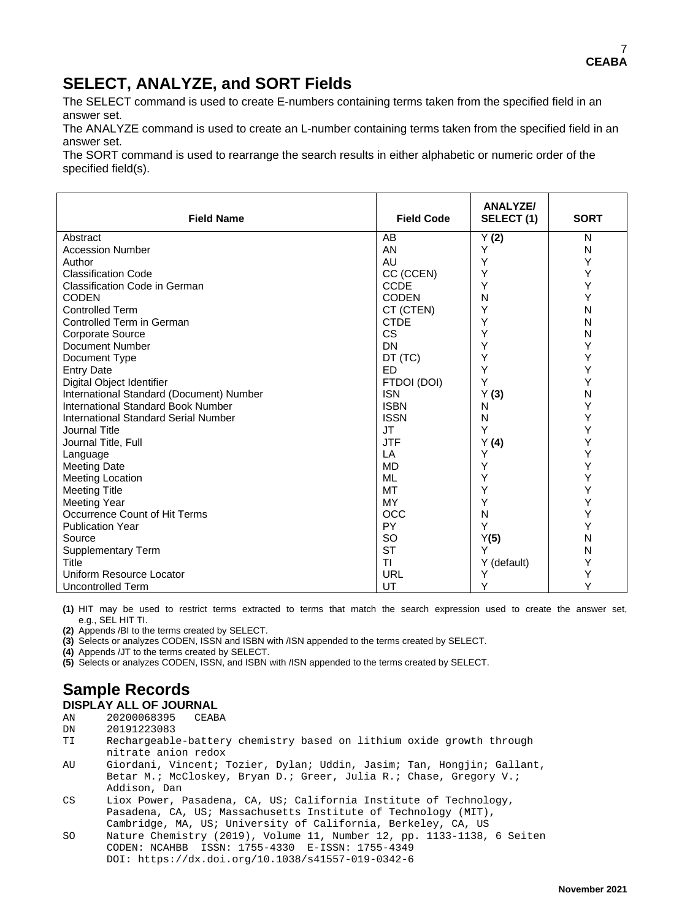## SELECT, ANALYZE, and SORT Fields

The SELECT command is used to create E-numbers containing terms taken from the specified field in an answer set.

The ANALYZE command is used to create an L-number containing terms taken from the specified field in an answer set.

The SORT command is used to rearrange the search results in either alphabetic or numeric order of the specified field(s).

| Field Name | Field Code | ANALYZE/ SELECT (1) | SORT |
|---|---|---|---|
| Abstract | AB | Y **(2)** | N |
| Accession Number | AN | Y | N |
| Author | AU | Y | Y |
| Classification Code | CC (CCEN) | Y | Y |
| Classification Code in German | CCDE | Y | Y |
| CODEN | CODEN | N | Y |
| Controlled Term | CT (CTEN) | Y | N |
| Controlled Term in German | CTDE | Y | N |
| Corporate Source | CS | Y | N |
| Document Number | DN | Y | Y |
| Document Type | DT (TC) | Y | Y |
| Entry Date | ED | Y | Y |
| Digital Object Identifier | FTDOI (DOI) | Y | Y |
| International Standard (Document) Number | ISN | Y **(3)** | N |
| International Standard Book Number | ISBN | N | Y |
| International Standard Serial Number | ISSN | N | Y |
| Journal Title | JT | Y | Y |
| Journal Title, Full | JTF | Y **(4)** | Y |
| Language | LA | Y | Y |
| Meeting Date | MD | Y | Y |
| Meeting Location | ML | Y | Y |
| Meeting Title | MT | Y | Y |
| Meeting Year | MY | Y | Y |
| Occurrence Count of Hit Terms | OCC | N | Y |
| Publication Year | PY | Y | Y |
| Source | SO | Y**(5)** | N |
| Supplementary Term | ST | Y | N |
| Title | TI | Y (default) | Y |
| Uniform Resource Locator | URL | Y | Y |
| Uncontrolled Term | UT | Y | Y |

**(1)** HIT may be used to restrict terms extracted to terms that match the search expression used to create the answer set, e.g., SEL HIT TI.

**(2)** Appends /BI to the terms created by SELECT.

**(3)** Selects or analyzes CODEN, ISSN and ISBN with /ISN appended to the terms created by SELECT.

**(4)** Appends /JT to the terms created by SELECT.

**(5)** Selects or analyzes CODEN, ISSN, and ISBN with /ISN appended to the terms created by SELECT.

## Sample Records

### DISPLAY ALL OF JOURNAL

```
AN      20200068395   CEABA
DN      20191223083
TI      Rechargeable-battery chemistry based on lithium oxide growth through
        nitrate anion redox
AU      Giordani, Vincent; Tozier, Dylan; Uddin, Jasim; Tan, Hongjin; Gallant,
        Betar M.; McCloskey, Bryan D.; Greer, Julia R.; Chase, Gregory V.;
        Addison, Dan
CS      Liox Power, Pasadena, CA, US; California Institute of Technology,
        Pasadena, CA, US; Massachusetts Institute of Technology (MIT),
        Cambridge, MA, US; University of California, Berkeley, CA, US
SO      Nature Chemistry (2019), Volume 11, Number 12, pp. 1133-1138, 6 Seiten
        CODEN: NCAHBB  ISSN: 1755-4330  E-ISSN: 1755-4349
        DOI: https://dx.doi.org/10.1038/s41557-019-0342-6
```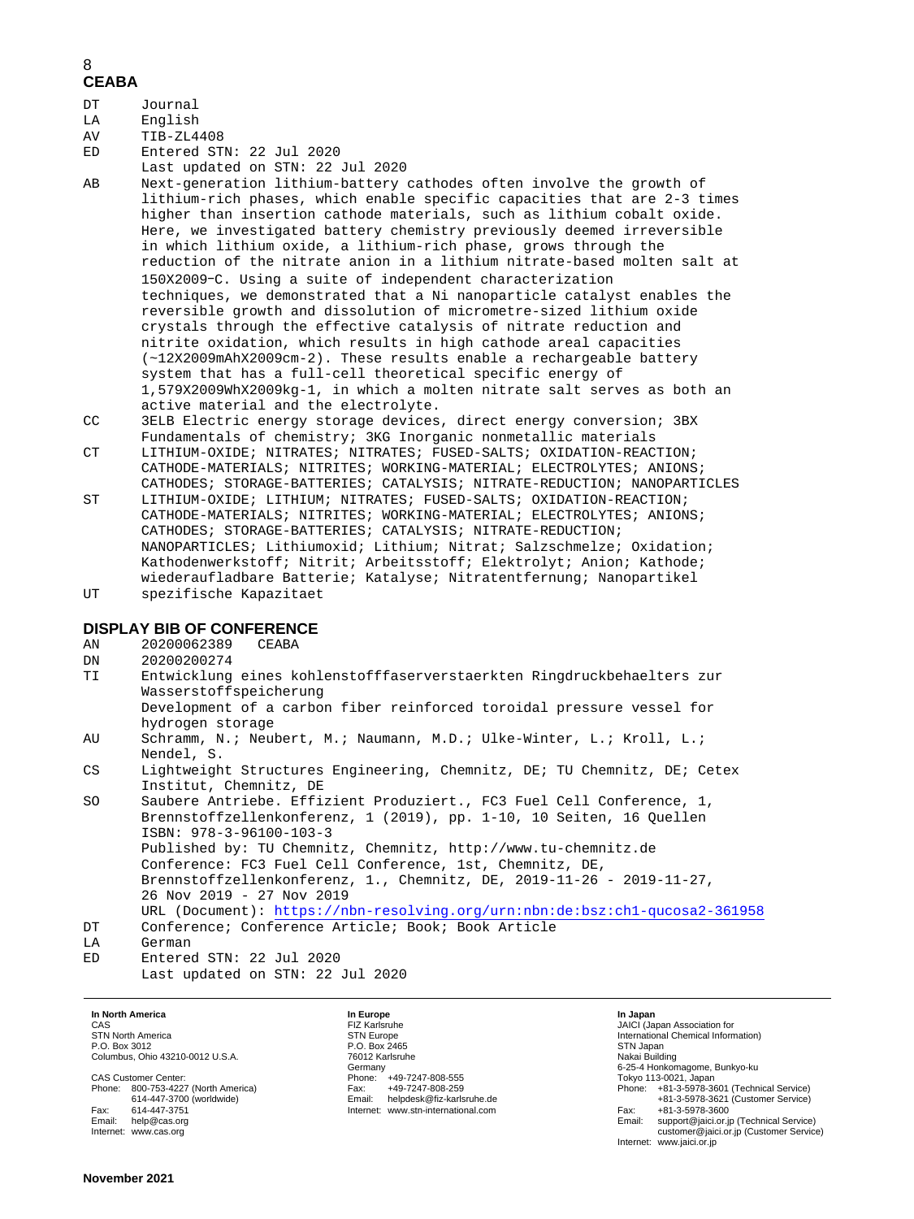## CEABA

DT Journal
LA English
AV TIB-ZL4408
ED Entered STN: 22 Jul 2020
Last updated on STN: 22 Jul 2020
AB Next-generation lithium-battery cathodes often involve the growth of lithium-rich phases, which enable specific capacities that are 2-3 times higher than insertion cathode materials, such as lithium cobalt oxide. Here, we investigated battery chemistry previously deemed irreversible in which lithium oxide, a lithium-rich phase, grows through the reduction of the nitrate anion in a lithium nitrate-based molten salt at 150X2009−C. Using a suite of independent characterization techniques, we demonstrated that a Ni nanoparticle catalyst enables the reversible growth and dissolution of micrometre-sized lithium oxide crystals through the effective catalysis of nitrate reduction and nitrite oxidation, which results in high cathode areal capacities (~12X2009mAhX2009cm-2). These results enable a rechargeable battery system that has a full-cell theoretical specific energy of 1,579X2009WhX2009kg-1, in which a molten nitrate salt serves as both an active material and the electrolyte.
CC 3ELB Electric energy storage devices, direct energy conversion; 3BX Fundamentals of chemistry; 3KG Inorganic nonmetallic materials
CT LITHIUM-OXIDE; NITRATES; NITRATES; FUSED-SALTS; OXIDATION-REACTION; CATHODE-MATERIALS; NITRITES; WORKING-MATERIAL; ELECTROLYTES; ANIONS; CATHODES; STORAGE-BATTERIES; CATALYSIS; NITRATE-REDUCTION; NANOPARTICLES
ST LITHIUM-OXIDE; LITHIUM; NITRATES; FUSED-SALTS; OXIDATION-REACTION; CATHODE-MATERIALS; NITRITES; WORKING-MATERIAL; ELECTROLYTES; ANIONS; CATHODES; STORAGE-BATTERIES; CATALYSIS; NITRATE-REDUCTION; NANOPARTICLES; Lithiumoxid; Lithium; Nitrat; Salzschmelze; Oxidation; Kathodenwerkstoff; Nitrit; Arbeitsstoff; Elektrolyt; Anion; Kathode; wiederaufladbare Batterie; Katalyse; Nitratentfernung; Nanopartikel
UT spezifische Kapazitaet

## DISPLAY BIB OF CONFERENCE

AN 20200062389 CEABA
DN 20200200274
TI Entwicklung eines kohlenstofffaserverstaerkten Ringdruckbehaelters zur Wasserstoffspeicherung
Development of a carbon fiber reinforced toroidal pressure vessel for hydrogen storage
AU Schramm, N.; Neubert, M.; Naumann, M.D.; Ulke-Winter, L.; Kroll, L.; Nendel, S.
CS Lightweight Structures Engineering, Chemnitz, DE; TU Chemnitz, DE; Cetex Institut, Chemnitz, DE
SO Saubere Antriebe. Effizient Produziert., FC3 Fuel Cell Conference, 1, Brennstoffzellenkonferenz, 1 (2019), pp. 1-10, 10 Seiten, 16 Quellen
ISBN: 978-3-96100-103-3
Published by: TU Chemnitz, Chemnitz, http://www.tu-chemnitz.de
Conference: FC3 Fuel Cell Conference, 1st, Chemnitz, DE, Brennstoffzellenkonferenz, 1., Chemnitz, DE, 2019-11-26 - 2019-11-27, 26 Nov 2019 - 27 Nov 2019
URL (Document): https://nbn-resolving.org/urn:nbn:de:bsz:ch1-qucosa2-361958
DT Conference; Conference Article; Book; Book Article
LA German
ED Entered STN: 22 Jul 2020
Last updated on STN: 22 Jul 2020

---

**In North America**
CAS
STN North America
P.O. Box 3012
Columbus, Ohio 43210-0012 U.S.A.

CAS Customer Center:
Phone: 800-753-4227 (North America)
614-447-3700 (worldwide)
Fax: 614-447-3751
Email: help@cas.org
Internet: www.cas.org

**In Europe**
FIZ Karlsruhe
STN Europe
P.O. Box 2465
76012 Karlsruhe
Germany
Phone: +49-7247-808-555
Fax: +49-7247-808-259
Email: helpdesk@fiz-karlsruhe.de
Internet: www.stn-international.com

**In Japan**
JAICI (Japan Association for International Chemical Information)
STN Japan
Nakai Building
6-25-4 Honkomagome, Bunkyo-ku
Tokyo 113-0021, Japan
Phone: +81-3-5978-3601 (Technical Service)
+81-3-5978-3621 (Customer Service)
Fax: +81-3-5978-3600
Email: support@jaici.or.jp (Technical Service)
customer@jaici.or.jp (Customer Service)
Internet: www.jaici.or.jp

November 2021